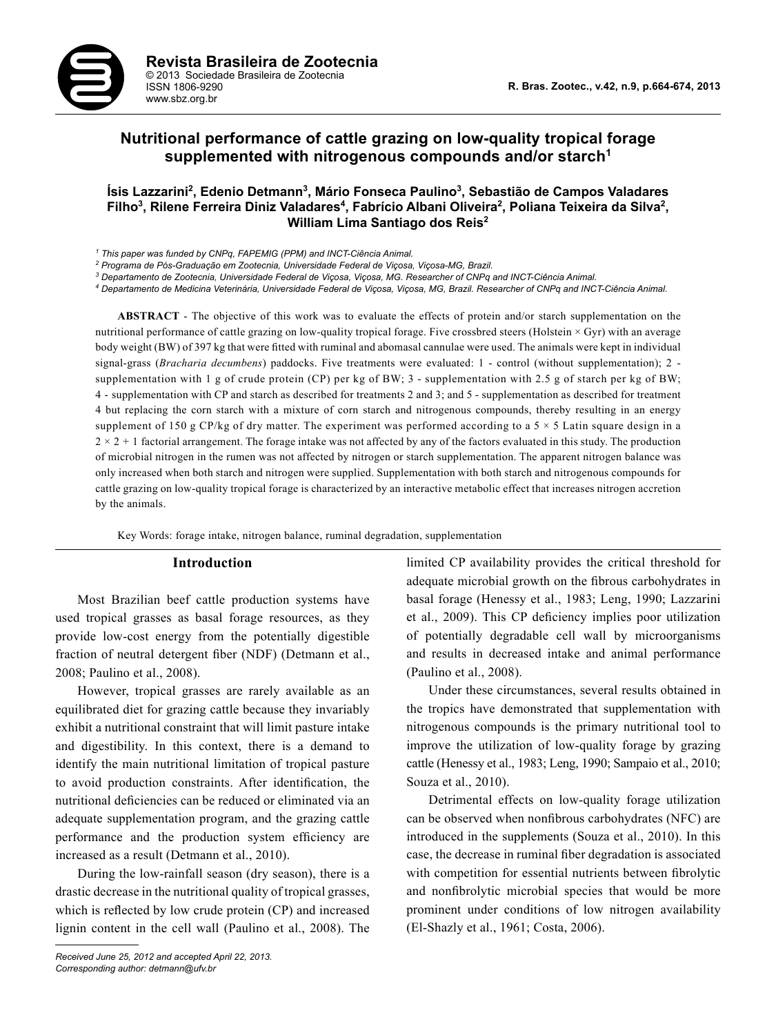# Nutritional performance of cattle grazing on low-quality tropical forage supplemented with nitrogenous compounds and/or starch[1]

**Ísis Lazzarini[2], Edenio Detmann[3], Mário Fonseca Paulino[3], Sebastião de Campos Valadares Filho[3], Rilene Ferreira Diniz Valadares[4], Fabrício Albani Oliveira[2], Poliana Teixeira da Silva[2], William Lima Santiago dos Reis[2]**

[1] *This paper was funded by CNPq, FAPEMIG (PPM) and INCT-Ciência Animal.*
[2] *Programa de Pós-Graduação em Zootecnia, Universidade Federal de Viçosa, Viçosa-MG, Brazil.*
[3] *Departamento de Zootecnia, Universidade Federal de Viçosa, Viçosa, MG. Researcher of CNPq and INCT-Ciência Animal.*
[4] *Departamento de Medicina Veterinária, Universidade Federal de Viçosa, Viçosa, MG, Brazil. Researcher of CNPq and INCT-Ciência Animal.*

**ABSTRACT** - The objective of this work was to evaluate the effects of protein and/or starch supplementation on the nutritional performance of cattle grazing on low-quality tropical forage. Five crossbred steers (Holstein × Gyr) with an average body weight (BW) of 397 kg that were fitted with ruminal and abomasal cannulae were used. The animals were kept in individual signal-grass (*Bracharia decumbens*) paddocks. Five treatments were evaluated: 1 - control (without supplementation); 2 - supplementation with 1 g of crude protein (CP) per kg of BW; 3 - supplementation with 2.5 g of starch per kg of BW; 4 - supplementation with CP and starch as described for treatments 2 and 3; and 5 - supplementation as described for treatment 4 but replacing the corn starch with a mixture of corn starch and nitrogenous compounds, thereby resulting in an energy supplement of 150 g CP/kg of dry matter. The experiment was performed according to a 5 × 5 Latin square design in a 2 × 2 + 1 factorial arrangement. The forage intake was not affected by any of the factors evaluated in this study. The production of microbial nitrogen in the rumen was not affected by nitrogen or starch supplementation. The apparent nitrogen balance was only increased when both starch and nitrogen were supplied. Supplementation with both starch and nitrogenous compounds for cattle grazing on low-quality tropical forage is characterized by an interactive metabolic effect that increases nitrogen accretion by the animals.

Key Words: forage intake, nitrogen balance, ruminal degradation, supplementation

## Introduction

Most Brazilian beef cattle production systems have used tropical grasses as basal forage resources, as they provide low-cost energy from the potentially digestible fraction of neutral detergent fiber (NDF) (Detmann et al., 2008; Paulino et al., 2008).

However, tropical grasses are rarely available as an equilibrated diet for grazing cattle because they invariably exhibit a nutritional constraint that will limit pasture intake and digestibility. In this context, there is a demand to identify the main nutritional limitation of tropical pasture to avoid production constraints. After identification, the nutritional deficiencies can be reduced or eliminated via an adequate supplementation program, and the grazing cattle performance and the production system efficiency are increased as a result (Detmann et al., 2010).

During the low-rainfall season (dry season), there is a drastic decrease in the nutritional quality of tropical grasses, which is reflected by low crude protein (CP) and increased lignin content in the cell wall (Paulino et al., 2008). The limited CP availability provides the critical threshold for adequate microbial growth on the fibrous carbohydrates in basal forage (Henessy et al., 1983; Leng, 1990; Lazzarini et al., 2009). This CP deficiency implies poor utilization of potentially degradable cell wall by microorganisms and results in decreased intake and animal performance (Paulino et al., 2008).

Under these circumstances, several results obtained in the tropics have demonstrated that supplementation with nitrogenous compounds is the primary nutritional tool to improve the utilization of low-quality forage by grazing cattle (Henessy et al., 1983; Leng, 1990; Sampaio et al., 2010; Souza et al., 2010).

Detrimental effects on low-quality forage utilization can be observed when nonfibrous carbohydrates (NFC) are introduced in the supplements (Souza et al., 2010). In this case, the decrease in ruminal fiber degradation is associated with competition for essential nutrients between fibrolytic and nonfibrolytic microbial species that would be more prominent under conditions of low nitrogen availability (El-Shazly et al., 1961; Costa, 2006).

*Received June 25, 2012 and accepted April 22, 2013.*
*Corresponding author: detmann@ufv.br*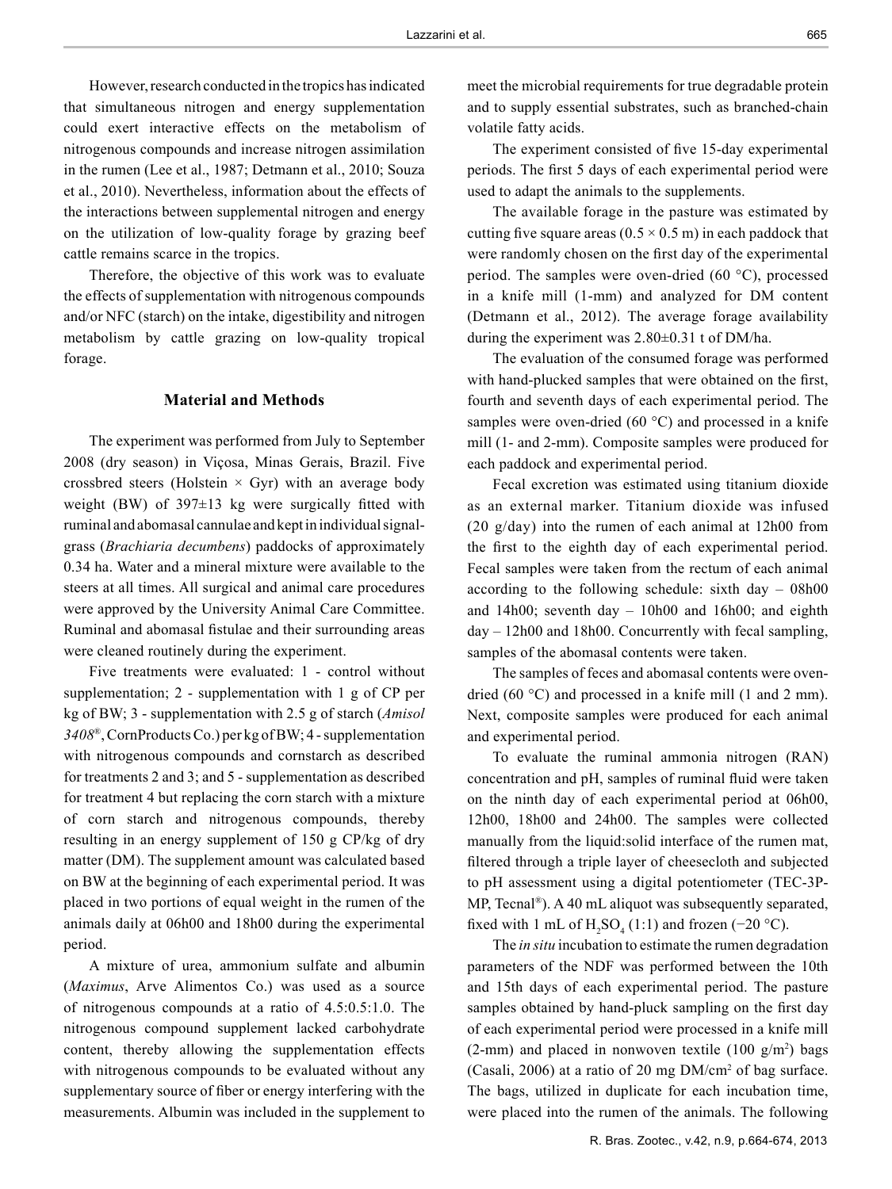However, research conducted in the tropics has indicated that simultaneous nitrogen and energy supplementation could exert interactive effects on the metabolism of nitrogenous compounds and increase nitrogen assimilation in the rumen (Lee et al., 1987; Detmann et al., 2010; Souza et al., 2010). Nevertheless, information about the effects of the interactions between supplemental nitrogen and energy on the utilization of low-quality forage by grazing beef cattle remains scarce in the tropics.

Therefore, the objective of this work was to evaluate the effects of supplementation with nitrogenous compounds and/or NFC (starch) on the intake, digestibility and nitrogen metabolism by cattle grazing on low-quality tropical forage.

## Material and Methods

The experiment was performed from July to September 2008 (dry season) in Viçosa, Minas Gerais, Brazil. Five crossbred steers (Holstein × Gyr) with an average body weight (BW) of 397±13 kg were surgically fitted with ruminal and abomasal cannulae and kept in individual signal-grass (*Brachiaria decumbens*) paddocks of approximately 0.34 ha. Water and a mineral mixture were available to the steers at all times. All surgical and animal care procedures were approved by the University Animal Care Committee. Ruminal and abomasal fistulae and their surrounding areas were cleaned routinely during the experiment.

Five treatments were evaluated: 1 - control without supplementation; 2 - supplementation with 1 g of CP per kg of BW; 3 - supplementation with 2.5 g of starch (*Amisol 3408*®, CornProducts Co.) per kg of BW; 4 - supplementation with nitrogenous compounds and cornstarch as described for treatments 2 and 3; and 5 - supplementation as described for treatment 4 but replacing the corn starch with a mixture of corn starch and nitrogenous compounds, thereby resulting in an energy supplement of 150 g CP/kg of dry matter (DM). The supplement amount was calculated based on BW at the beginning of each experimental period. It was placed in two portions of equal weight in the rumen of the animals daily at 06h00 and 18h00 during the experimental period.

A mixture of urea, ammonium sulfate and albumin (*Maximus*, Arve Alimentos Co.) was used as a source of nitrogenous compounds at a ratio of 4.5:0.5:1.0. The nitrogenous compound supplement lacked carbohydrate content, thereby allowing the supplementation effects with nitrogenous compounds to be evaluated without any supplementary source of fiber or energy interfering with the measurements. Albumin was included in the supplement to meet the microbial requirements for true degradable protein and to supply essential substrates, such as branched-chain volatile fatty acids.

The experiment consisted of five 15-day experimental periods. The first 5 days of each experimental period were used to adapt the animals to the supplements.

The available forage in the pasture was estimated by cutting five square areas (0.5 × 0.5 m) in each paddock that were randomly chosen on the first day of the experimental period. The samples were oven-dried (60 °C), processed in a knife mill (1-mm) and analyzed for DM content (Detmann et al., 2012). The average forage availability during the experiment was 2.80±0.31 t of DM/ha.

The evaluation of the consumed forage was performed with hand-plucked samples that were obtained on the first, fourth and seventh days of each experimental period. The samples were oven-dried (60 °C) and processed in a knife mill (1- and 2-mm). Composite samples were produced for each paddock and experimental period.

Fecal excretion was estimated using titanium dioxide as an external marker. Titanium dioxide was infused (20 g/day) into the rumen of each animal at 12h00 from the first to the eighth day of each experimental period. Fecal samples were taken from the rectum of each animal according to the following schedule: sixth day – 08h00 and 14h00; seventh day – 10h00 and 16h00; and eighth day – 12h00 and 18h00. Concurrently with fecal sampling, samples of the abomasal contents were taken.

The samples of feces and abomasal contents were oven-dried (60 °C) and processed in a knife mill (1 and 2 mm). Next, composite samples were produced for each animal and experimental period.

To evaluate the ruminal ammonia nitrogen (RAN) concentration and pH, samples of ruminal fluid were taken on the ninth day of each experimental period at 06h00, 12h00, 18h00 and 24h00. The samples were collected manually from the liquid:solid interface of the rumen mat, filtered through a triple layer of cheesecloth and subjected to pH assessment using a digital potentiometer (TEC-3P-MP, Tecnal®). A 40 mL aliquot was subsequently separated, fixed with 1 mL of $H_2SO_4$ (1:1) and frozen (−20 °C).

The *in situ* incubation to estimate the rumen degradation parameters of the NDF was performed between the 10th and 15th days of each experimental period. The pasture samples obtained by hand-pluck sampling on the first day of each experimental period were processed in a knife mill (2-mm) and placed in nonwoven textile (100 g/m$^2$) bags (Casali, 2006) at a ratio of 20 mg DM/cm$^2$ of bag surface. The bags, utilized in duplicate for each incubation time, were placed into the rumen of the animals. The following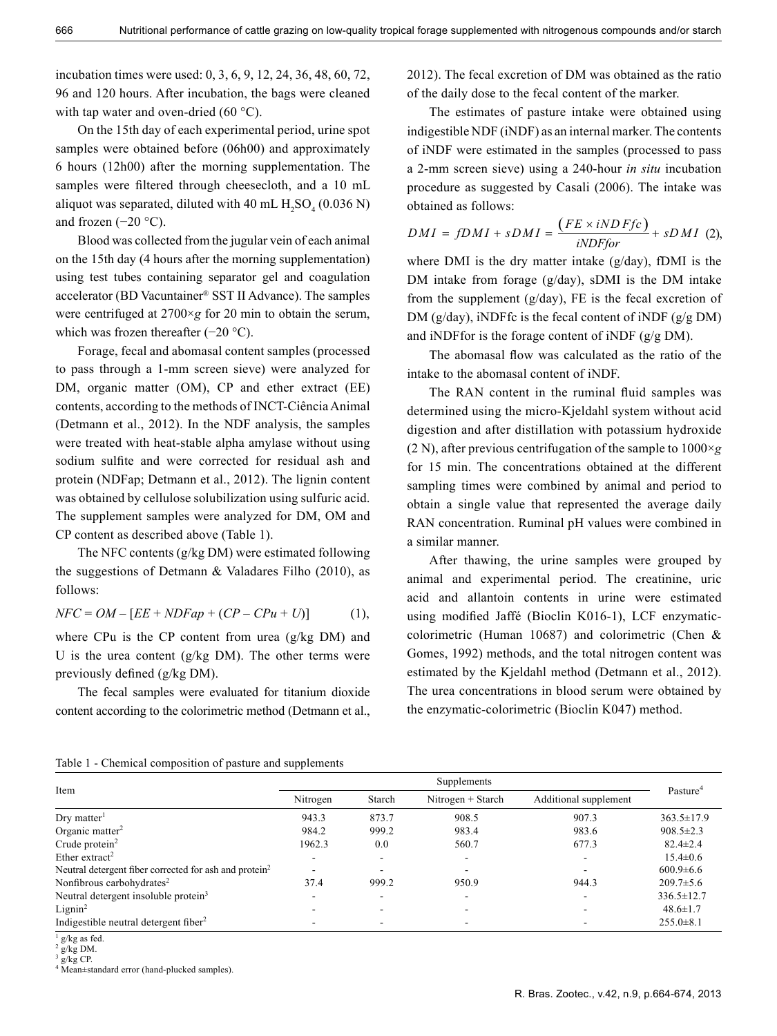incubation times were used: 0, 3, 6, 9, 12, 24, 36, 48, 60, 72, 96 and 120 hours. After incubation, the bags were cleaned with tap water and oven-dried (60 °C).

On the 15th day of each experimental period, urine spot samples were obtained before (06h00) and approximately 6 hours (12h00) after the morning supplementation. The samples were filtered through cheesecloth, and a 10 mL aliquot was separated, diluted with 40 mL $H_2SO_4$ (0.036 N) and frozen (−20 °C).

Blood was collected from the jugular vein of each animal on the 15th day (4 hours after the morning supplementation) using test tubes containing separator gel and coagulation accelerator (BD Vacuntainer® SST II Advance). The samples were centrifuged at 2700×*g* for 20 min to obtain the serum, which was frozen thereafter (−20 °C).

Forage, fecal and abomasal content samples (processed to pass through a 1-mm screen sieve) were analyzed for DM, organic matter (OM), CP and ether extract (EE) contents, according to the methods of INCT-Ciência Animal (Detmann et al., 2012). In the NDF analysis, the samples were treated with heat-stable alpha amylase without using sodium sulfite and were corrected for residual ash and protein (NDFap; Detmann et al., 2012). The lignin content was obtained by cellulose solubilization using sulfuric acid. The supplement samples were analyzed for DM, OM and CP content as described above (Table 1).

The NFC contents (g/kg DM) were estimated following the suggestions of Detmann & Valadares Filho (2010), as follows:

$$NFC = OM - [EE + NDFap + (CP - CPu + U)] \quad (1),$$

where CPu is the CP content from urea (g/kg DM) and U is the urea content (g/kg DM). The other terms were previously defined (g/kg DM).

The fecal samples were evaluated for titanium dioxide content according to the colorimetric method (Detmann et al., 2012). The fecal excretion of DM was obtained as the ratio of the daily dose to the fecal content of the marker.

The estimates of pasture intake were obtained using indigestible NDF (iNDF) as an internal marker. The contents of iNDF were estimated in the samples (processed to pass a 2-mm screen sieve) using a 240-hour *in situ* incubation procedure as suggested by Casali (2006). The intake was obtained as follows:

$$DMI = fDMI + sDMI = \frac{(FE \times iNDFfc)}{iNDFfor} + sDMI \quad (2),$$

where DMI is the dry matter intake (g/day), fDMI is the DM intake from forage (g/day), sDMI is the DM intake from the supplement (g/day), FE is the fecal excretion of DM (g/day), iNDFfc is the fecal content of iNDF (g/g DM) and iNDFfor is the forage content of iNDF (g/g DM).

The abomasal flow was calculated as the ratio of the intake to the abomasal content of iNDF.

The RAN content in the ruminal fluid samples was determined using the micro-Kjeldahl system without acid digestion and after distillation with potassium hydroxide (2 N), after previous centrifugation of the sample to 1000×*g* for 15 min. The concentrations obtained at the different sampling times were combined by animal and period to obtain a single value that represented the average daily RAN concentration. Ruminal pH values were combined in a similar manner.

After thawing, the urine samples were grouped by animal and experimental period. The creatinine, uric acid and allantoin contents in urine were estimated using modified Jaffé (Bioclin K016-1), LCF enzymatic-colorimetric (Human 10687) and colorimetric (Chen & Gomes, 1992) methods, and the total nitrogen content was estimated by the Kjeldahl method (Detmann et al., 2012). The urea concentrations in blood serum were obtained by the enzymatic-colorimetric (Bioclin K047) method.

Table 1 - Chemical composition of pasture and supplements

| Item | Supplements | | | | Pasture[4] |
|---|---|---|---|---|---|
| | Nitrogen | Starch | Nitrogen + Starch | Additional supplement | |
| Dry matter[1] | 943.3 | 873.7 | 908.5 | 907.3 | 363.5±17.9 |
| Organic matter[2] | 984.2 | 999.2 | 983.4 | 983.6 | 908.5±2.3 |
| Crude protein[2] | 1962.3 | 0.0 | 560.7 | 677.3 | 82.4±2.4 |
| Ether extract[2] | - | - | - | - | 15.4±0.6 |
| Neutral detergent fiber corrected for ash and protein[2] | - | - | - | - | 600.9±6.6 |
| Nonfibrous carbohydrates[2] | 37.4 | 999.2 | 950.9 | 944.3 | 209.7±5.6 |
| Neutral detergent insoluble protein[3] | - | - | - | - | 336.5±12.7 |
| Lignin[2] | - | - | - | - | 48.6±1.7 |
| Indigestible neutral detergent fiber[2] | - | - | - | - | 255.0±8.1 |

[1] g/kg as fed.
[2] g/kg DM.
[3] g/kg CP.
[4] Mean±standard error (hand-plucked samples).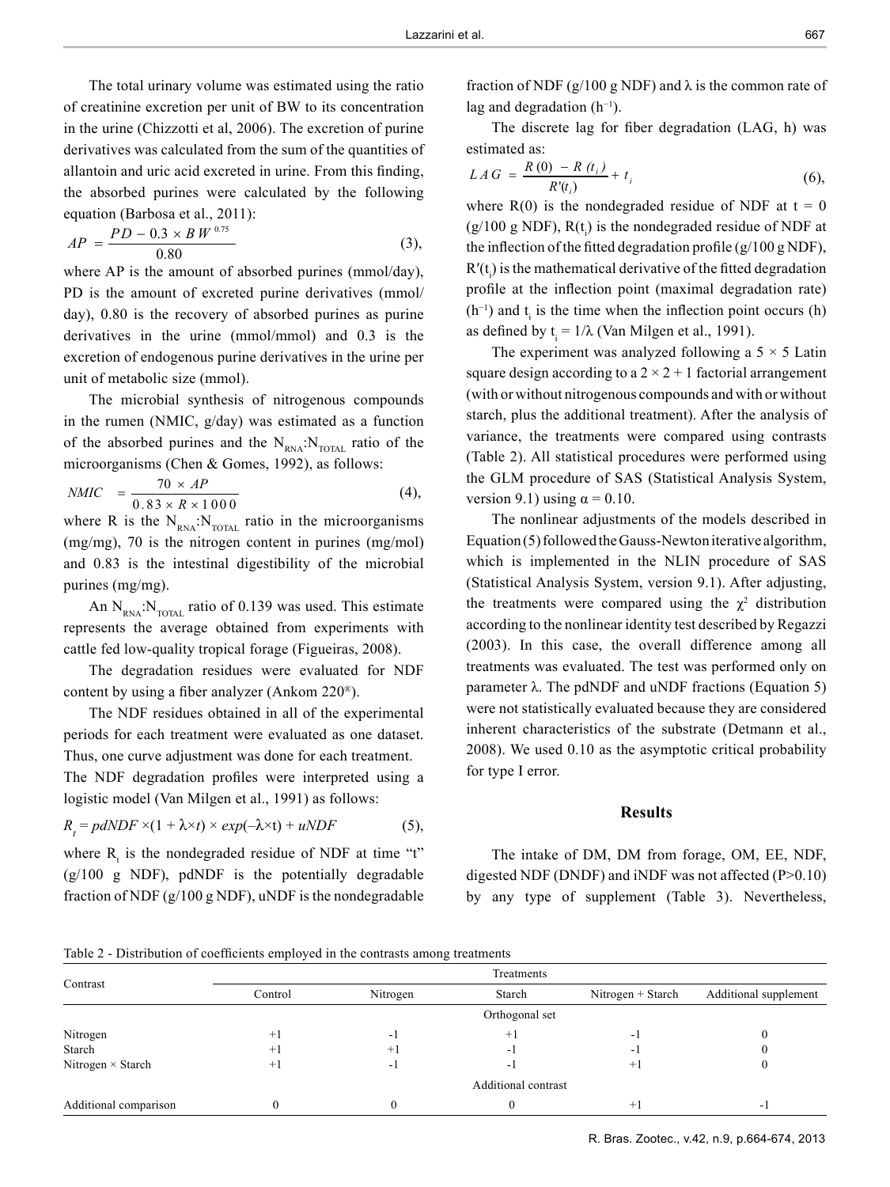The total urinary volume was estimated using the ratio of creatinine excretion per unit of BW to its concentration in the urine (Chizzotti et al, 2006). The excretion of purine derivatives was calculated from the sum of the quantities of allantoin and uric acid excreted in urine. From this finding, the absorbed purines were calculated by the following equation (Barbosa et al., 2011):

$$AP = \frac{PD - 0.3 \times BW^{0.75}}{0.80} \quad (3),$$

where AP is the amount of absorbed purines (mmol/day), PD is the amount of excreted purine derivatives (mmol/day), 0.80 is the recovery of absorbed purines as purine derivatives in the urine (mmol/mmol) and 0.3 is the excretion of endogenous purine derivatives in the urine per unit of metabolic size (mmol).

The microbial synthesis of nitrogenous compounds in the rumen (NMIC, g/day) was estimated as a function of the absorbed purines and the $N_{RNA}$:$N_{TOTAL}$ ratio of the microorganisms (Chen & Gomes, 1992), as follows:

$$NMIC = \frac{70 \times AP}{0.83 \times R \times 1000} \quad (4),$$

where R is the $N_{RNA}$:$N_{TOTAL}$ ratio in the microorganisms (mg/mg), 70 is the nitrogen content in purines (mg/mol) and 0.83 is the intestinal digestibility of the microbial purines (mg/mg).

An $N_{RNA}$:$N_{TOTAL}$ ratio of 0.139 was used. This estimate represents the average obtained from experiments with cattle fed low-quality tropical forage (Figueiras, 2008).

The degradation residues were evaluated for NDF content by using a fiber analyzer (Ankom 220®).

The NDF residues obtained in all of the experimental periods for each treatment were evaluated as one dataset. Thus, one curve adjustment was done for each treatment. The NDF degradation profiles were interpreted using a logistic model (Van Milgen et al., 1991) as follows:

$$R_t = pdNDF \times (1 + \lambda \times t) \times exp(-\lambda \times t) + uNDF \quad (5),$$

where $R_t$ is the nondegraded residue of NDF at time "t" (g/100 g NDF), pdNDF is the potentially degradable fraction of NDF (g/100 g NDF), uNDF is the nondegradable fraction of NDF (g/100 g NDF) and λ is the common rate of lag and degradation ($h^{-1}$).

The discrete lag for fiber degradation (LAG, h) was estimated as:

$$LAG = \frac{R(0) - R(t_i)}{R'(t_i)} + t_i \quad (6),$$

where R(0) is the nondegraded residue of NDF at t = 0 (g/100 g NDF), $R(t_i)$ is the nondegraded residue of NDF at the inflection of the fitted degradation profile (g/100 g NDF), $R'(t_i)$ is the mathematical derivative of the fitted degradation profile at the inflection point (maximal degradation rate) ($h^{-1}$) and $t_i$ is the time when the inflection point occurs (h) as defined by $t_i = 1/\lambda$ (Van Milgen et al., 1991).

The experiment was analyzed following a 5 × 5 Latin square design according to a 2 × 2 + 1 factorial arrangement (with or without nitrogenous compounds and with or without starch, plus the additional treatment). After the analysis of variance, the treatments were compared using contrasts (Table 2). All statistical procedures were performed using the GLM procedure of SAS (Statistical Analysis System, version 9.1) using α = 0.10.

The nonlinear adjustments of the models described in Equation (5) followed the Gauss-Newton iterative algorithm, which is implemented in the NLIN procedure of SAS (Statistical Analysis System, version 9.1). After adjusting, the treatments were compared using the $\chi^2$ distribution according to the nonlinear identity test described by Regazzi (2003). In this case, the overall difference among all treatments was evaluated. The test was performed only on parameter λ. The pdNDF and uNDF fractions (Equation 5) were not statistically evaluated because they are considered inherent characteristics of the substrate (Detmann et al., 2008). We used 0.10 as the asymptotic critical probability for type I error.

## Results

The intake of DM, DM from forage, OM, EE, NDF, digested NDF (DNDF) and iNDF was not affected (P>0.10) by any type of supplement (Table 3). Nevertheless,

Table 2 - Distribution of coefficients employed in the contrasts among treatments

| Contrast | Treatments | | | | |
|---|---|---|---|---|---|
| | Control | Nitrogen | Starch | Nitrogen + Starch | Additional supplement |
| | | | Orthogonal set | | |
| Nitrogen | +1 | -1 | +1 | -1 | 0 |
| Starch | +1 | +1 | -1 | -1 | 0 |
| Nitrogen × Starch | +1 | -1 | -1 | +1 | 0 |
| | | | Additional contrast | | |
| Additional comparison | 0 | 0 | 0 | +1 | -1 |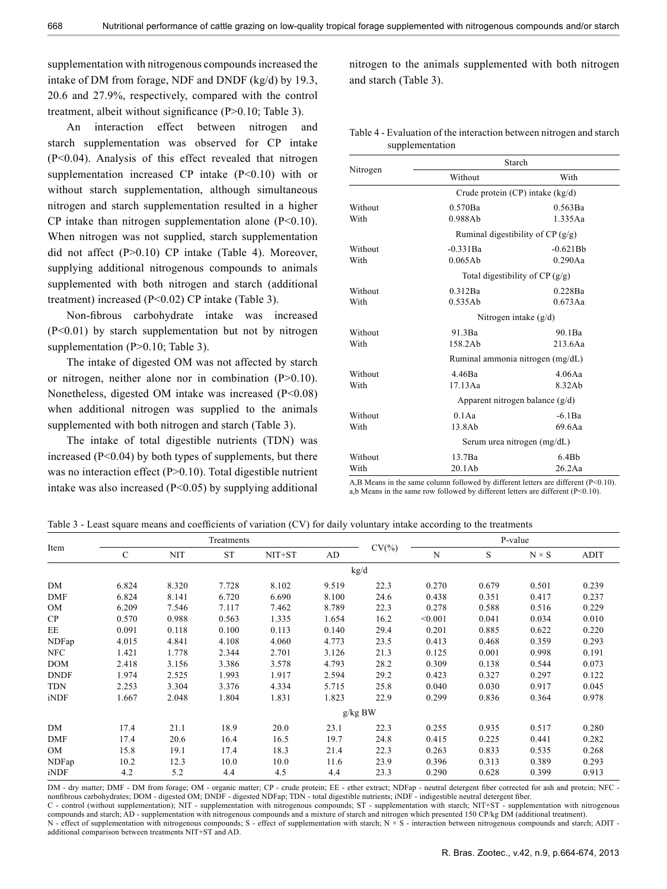supplementation with nitrogenous compounds increased the intake of DM from forage, NDF and DNDF (kg/d) by 19.3, 20.6 and 27.9%, respectively, compared with the control treatment, albeit without significance (P>0.10; Table 3).

An interaction effect between nitrogen and starch supplementation was observed for CP intake (P<0.04). Analysis of this effect revealed that nitrogen supplementation increased CP intake (P<0.10) with or without starch supplementation, although simultaneous nitrogen and starch supplementation resulted in a higher CP intake than nitrogen supplementation alone (P<0.10). When nitrogen was not supplied, starch supplementation did not affect (P>0.10) CP intake (Table 4). Moreover, supplying additional nitrogenous compounds to animals supplemented with both nitrogen and starch (additional treatment) increased (P<0.02) CP intake (Table 3).

Non-fibrous carbohydrate intake was increased (P<0.01) by starch supplementation but not by nitrogen supplementation (P>0.10; Table 3).

The intake of digested OM was not affected by starch or nitrogen, neither alone nor in combination (P>0.10). Nonetheless, digested OM intake was increased (P<0.08) when additional nitrogen was supplied to the animals supplemented with both nitrogen and starch (Table 3).

The intake of total digestible nutrients (TDN) was increased (P<0.04) by both types of supplements, but there was no interaction effect (P>0.10). Total digestible nutrient intake was also increased (P<0.05) by supplying additional nitrogen to the animals supplemented with both nitrogen and starch (Table 3).

Table 4 - Evaluation of the interaction between nitrogen and starch supplementation

| Nitrogen | Starch | |
|---|---|---|
| | Without | With |
| | Crude protein (CP) intake (kg/d) | |
| Without | 0.570Ba | 0.563Ba |
| With | 0.988Ab | 1.335Aa |
| | Ruminal digestibility of CP (g/g) | |
| Without | -0.331Ba | -0.621Bb |
| With | 0.065Ab | 0.290Aa |
| | Total digestibility of CP (g/g) | |
| Without | 0.312Ba | 0.228Ba |
| With | 0.535Ab | 0.673Aa |
| | Nitrogen intake (g/d) | |
| Without | 91.3Ba | 90.1Ba |
| With | 158.2Ab | 213.6Aa |
| | Ruminal ammonia nitrogen (mg/dL) | |
| Without | 4.46Ba | 4.06Aa |
| With | 17.13Aa | 8.32Ab |
| | Apparent nitrogen balance (g/d) | |
| Without | 0.1Aa | -6.1Ba |
| With | 13.8Ab | 69.6Aa |
| | Serum urea nitrogen (mg/dL) | |
| Without | 13.7Ba | 6.4Bb |
| With | 20.1Ab | 26.2Aa |

A,B Means in the same column followed by different letters are different (P<0.10).
a,b Means in the same row followed by different letters are different (P<0.10).

Table 3 - Least square means and coefficients of variation (CV) for daily voluntary intake according to the treatments

| Item | Treatments | | | | | CV(%) | P-value | | | |
|---|---|---|---|---|---|---|---|---|---|---|
| | C | NIT | ST | NIT+ST | AD | | N | S | N × S | ADIT |
| | | | | | | kg/d | | | | |
| DM | 6.824 | 8.320 | 7.728 | 8.102 | 9.519 | 22.3 | 0.270 | 0.679 | 0.501 | 0.239 |
| DMF | 6.824 | 8.141 | 6.720 | 6.690 | 8.100 | 24.6 | 0.438 | 0.351 | 0.417 | 0.237 |
| OM | 6.209 | 7.546 | 7.117 | 7.462 | 8.789 | 22.3 | 0.278 | 0.588 | 0.516 | 0.229 |
| CP | 0.570 | 0.988 | 0.563 | 1.335 | 1.654 | 16.2 | <0.001 | 0.041 | 0.034 | 0.010 |
| EE | 0.091 | 0.118 | 0.100 | 0.113 | 0.140 | 29.4 | 0.201 | 0.885 | 0.622 | 0.220 |
| NDFap | 4.015 | 4.841 | 4.108 | 4.060 | 4.773 | 23.5 | 0.413 | 0.468 | 0.359 | 0.293 |
| NFC | 1.421 | 1.778 | 2.344 | 2.701 | 3.126 | 21.3 | 0.125 | 0.001 | 0.998 | 0.191 |
| DOM | 2.418 | 3.156 | 3.386 | 3.578 | 4.793 | 28.2 | 0.309 | 0.138 | 0.544 | 0.073 |
| DNDF | 1.974 | 2.525 | 1.993 | 1.917 | 2.594 | 29.2 | 0.423 | 0.327 | 0.297 | 0.122 |
| TDN | 2.253 | 3.304 | 3.376 | 4.334 | 5.715 | 25.8 | 0.040 | 0.030 | 0.917 | 0.045 |
| iNDF | 1.667 | 2.048 | 1.804 | 1.831 | 1.823 | 22.9 | 0.299 | 0.836 | 0.364 | 0.978 |
| | | | | | | g/kg BW | | | | |
| DM | 17.4 | 21.1 | 18.9 | 20.0 | 23.1 | 22.3 | 0.255 | 0.935 | 0.517 | 0.280 |
| DMF | 17.4 | 20.6 | 16.4 | 16.5 | 19.7 | 24.8 | 0.415 | 0.225 | 0.441 | 0.282 |
| OM | 15.8 | 19.1 | 17.4 | 18.3 | 21.4 | 22.3 | 0.263 | 0.833 | 0.535 | 0.268 |
| NDFap | 10.2 | 12.3 | 10.0 | 10.0 | 11.6 | 23.9 | 0.396 | 0.313 | 0.389 | 0.293 |
| iNDF | 4.2 | 5.2 | 4.4 | 4.5 | 4.4 | 23.3 | 0.290 | 0.628 | 0.399 | 0.913 |

DM - dry matter; DMF - DM from forage; OM - organic matter; CP - crude protein; EE - ether extract; NDFap - neutral detergent fiber corrected for ash and protein; NFC - nonfibrous carbohydrates; DOM - digested OM; DNDF - digested NDFap; TDN - total digestible nutrients; iNDF - indigestible neutral detergent fiber.
C - control (without supplementation); NIT - supplementation with nitrogenous compounds; ST - supplementation with starch; NIT+ST - supplementation with nitrogenous compounds and starch; AD - supplementation with nitrogenous compounds and a mixture of starch and nitrogen which presented 150 CP/kg DM (additional treatment).
N - effect of supplementation with nitrogenous compounds; S - effect of supplementation with starch; N × S - interaction between nitrogenous compounds and starch; ADIT - additional comparison between treatments NIT+ST and AD.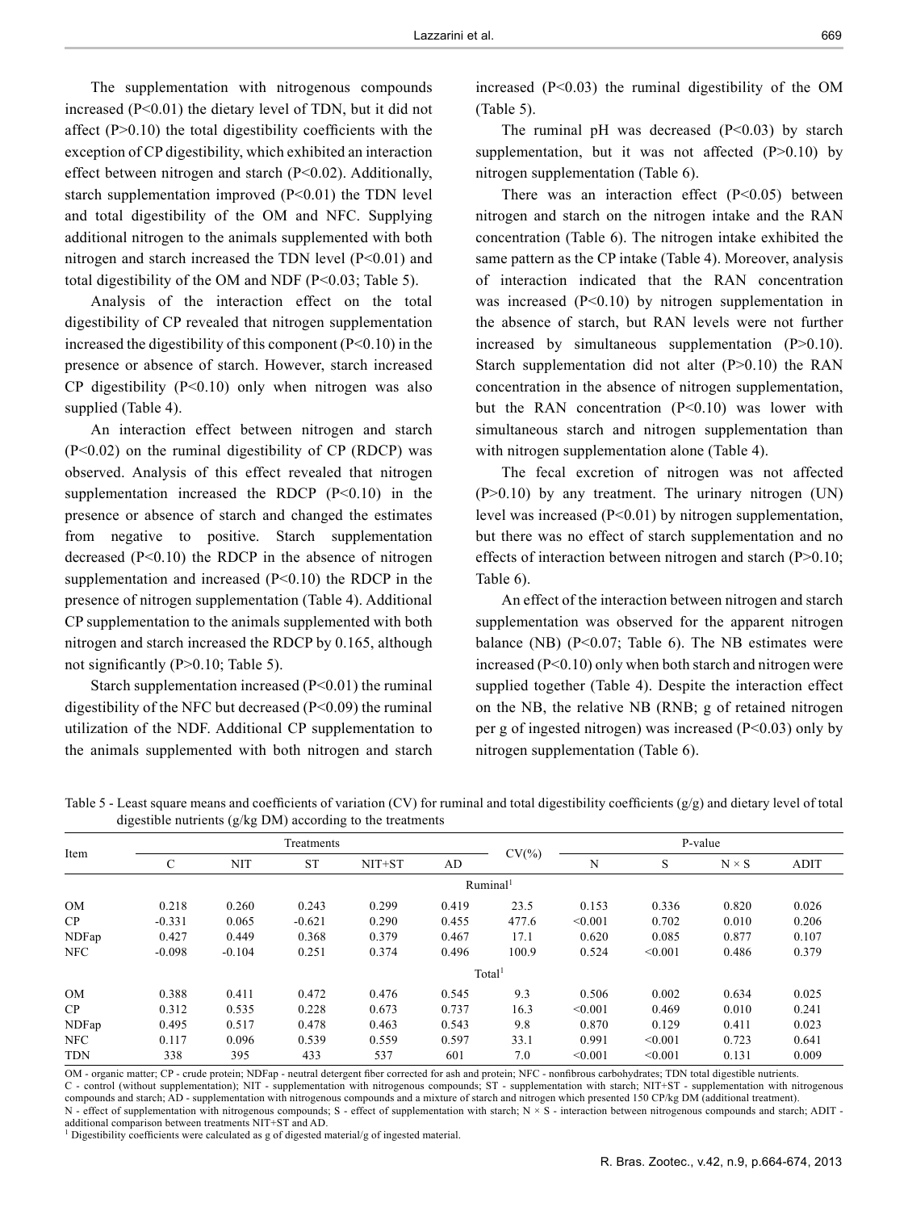The supplementation with nitrogenous compounds increased ($P<0.01$) the dietary level of TDN, but it did not affect ($P>0.10$) the total digestibility coefficients with the exception of CP digestibility, which exhibited an interaction effect between nitrogen and starch ($P<0.02$). Additionally, starch supplementation improved ($P<0.01$) the TDN level and total digestibility of the OM and NFC. Supplying additional nitrogen to the animals supplemented with both nitrogen and starch increased the TDN level ($P<0.01$) and total digestibility of the OM and NDF ($P<0.03$; Table 5).

Analysis of the interaction effect on the total digestibility of CP revealed that nitrogen supplementation increased the digestibility of this component ($P<0.10$) in the presence or absence of starch. However, starch increased CP digestibility ($P<0.10$) only when nitrogen was also supplied (Table 4).

An interaction effect between nitrogen and starch ($P<0.02$) on the ruminal digestibility of CP (RDCP) was observed. Analysis of this effect revealed that nitrogen supplementation increased the RDCP ($P<0.10$) in the presence or absence of starch and changed the estimates from negative to positive. Starch supplementation decreased ($P<0.10$) the RDCP in the absence of nitrogen supplementation and increased ($P<0.10$) the RDCP in the presence of nitrogen supplementation (Table 4). Additional CP supplementation to the animals supplemented with both nitrogen and starch increased the RDCP by 0.165, although not significantly ($P>0.10$; Table 5).

Starch supplementation increased ($P<0.01$) the ruminal digestibility of the NFC but decreased ($P<0.09$) the ruminal utilization of the NDF. Additional CP supplementation to the animals supplemented with both nitrogen and starch increased ($P<0.03$) the ruminal digestibility of the OM (Table 5).

The ruminal pH was decreased ($P<0.03$) by starch supplementation, but it was not affected ($P>0.10$) by nitrogen supplementation (Table 6).

There was an interaction effect ($P<0.05$) between nitrogen and starch on the nitrogen intake and the RAN concentration (Table 6). The nitrogen intake exhibited the same pattern as the CP intake (Table 4). Moreover, analysis of interaction indicated that the RAN concentration was increased ($P<0.10$) by nitrogen supplementation in the absence of starch, but RAN levels were not further increased by simultaneous supplementation ($P>0.10$). Starch supplementation did not alter ($P>0.10$) the RAN concentration in the absence of nitrogen supplementation, but the RAN concentration ($P<0.10$) was lower with simultaneous starch and nitrogen supplementation than with nitrogen supplementation alone (Table 4).

The fecal excretion of nitrogen was not affected ($P>0.10$) by any treatment. The urinary nitrogen (UN) level was increased ($P<0.01$) by nitrogen supplementation, but there was no effect of starch supplementation and no effects of interaction between nitrogen and starch ($P>0.10$; Table 6).

An effect of the interaction between nitrogen and starch supplementation was observed for the apparent nitrogen balance (NB) ($P<0.07$; Table 6). The NB estimates were increased ($P<0.10$) only when both starch and nitrogen were supplied together (Table 4). Despite the interaction effect on the NB, the relative NB (RNB; g of retained nitrogen per g of ingested nitrogen) was increased ($P<0.03$) only by nitrogen supplementation (Table 6).

Table 5 - Least square means and coefficients of variation (CV) for ruminal and total digestibility coefficients (g/g) and dietary level of total digestible nutrients (g/kg DM) according to the treatments

| Item | Treatments | | | | | CV(%) | P-value | | | |
|---|---|---|---|---|---|---|---|---|---|---|
| | C | NIT | ST | NIT+ST | AD | | N | S | N × S | ADIT |
| | | | | | | Ruminal[1] | | | | |
| OM | 0.218 | 0.260 | 0.243 | 0.299 | 0.419 | 23.5 | 0.153 | 0.336 | 0.820 | 0.026 |
| CP | -0.331 | 0.065 | -0.621 | 0.290 | 0.455 | 477.6 | <0.001 | 0.702 | 0.010 | 0.206 |
| NDFap | 0.427 | 0.449 | 0.368 | 0.379 | 0.467 | 17.1 | 0.620 | 0.085 | 0.877 | 0.107 |
| NFC | -0.098 | -0.104 | 0.251 | 0.374 | 0.496 | 100.9 | 0.524 | <0.001 | 0.486 | 0.379 |
| | | | | | | Total[1] | | | | |
| OM | 0.388 | 0.411 | 0.472 | 0.476 | 0.545 | 9.3 | 0.506 | 0.002 | 0.634 | 0.025 |
| CP | 0.312 | 0.535 | 0.228 | 0.673 | 0.737 | 16.3 | <0.001 | 0.469 | 0.010 | 0.241 |
| NDFap | 0.495 | 0.517 | 0.478 | 0.463 | 0.543 | 9.8 | 0.870 | 0.129 | 0.411 | 0.023 |
| NFC | 0.117 | 0.096 | 0.539 | 0.559 | 0.597 | 33.1 | 0.991 | <0.001 | 0.723 | 0.641 |
| TDN | 338 | 395 | 433 | 537 | 601 | 7.0 | <0.001 | <0.001 | 0.131 | 0.009 |

OM - organic matter; CP - crude protein; NDFap - neutral detergent fiber corrected for ash and protein; NFC - nonfibrous carbohydrates; TDN total digestible nutrients.
C - control (without supplementation); NIT - supplementation with nitrogenous compounds; ST - supplementation with starch; NIT+ST - supplementation with nitrogenous compounds and starch; AD - supplementation with nitrogenous compounds and a mixture of starch and nitrogen which presented 150 CP/kg DM (additional treatment).
N - effect of supplementation with nitrogenous compounds; S - effect of supplementation with starch; N × S - interaction between nitrogenous compounds and starch; ADIT - additional comparison between treatments NIT+ST and AD.
[1] Digestibility coefficients were calculated as g of digested material/g of ingested material.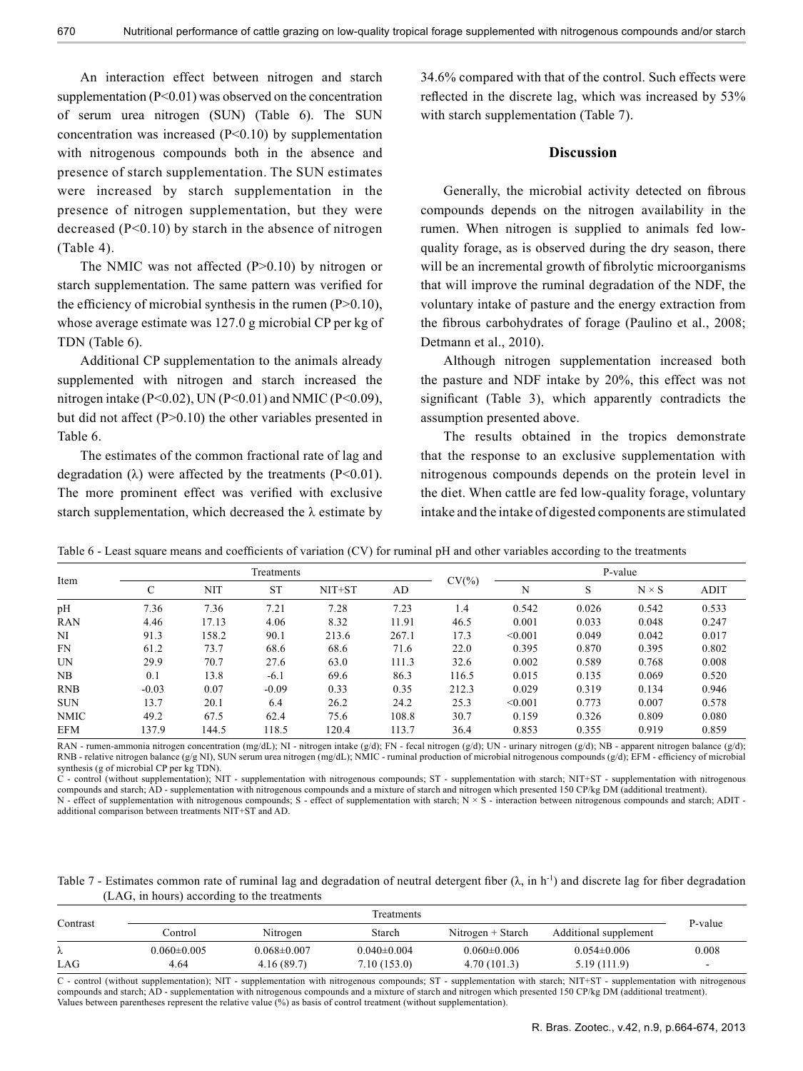An interaction effect between nitrogen and starch supplementation ($P<0.01$) was observed on the concentration of serum urea nitrogen (SUN) (Table 6). The SUN concentration was increased ($P<0.10$) by supplementation with nitrogenous compounds both in the absence and presence of starch supplementation. The SUN estimates were increased by starch supplementation in the presence of nitrogen supplementation, but they were decreased ($P<0.10$) by starch in the absence of nitrogen (Table 4).

The NMIC was not affected ($P>0.10$) by nitrogen or starch supplementation. The same pattern was verified for the efficiency of microbial synthesis in the rumen ($P>0.10$), whose average estimate was 127.0 g microbial CP per kg of TDN (Table 6).

Additional CP supplementation to the animals already supplemented with nitrogen and starch increased the nitrogen intake ($P<0.02$), UN ($P<0.01$) and NMIC ($P<0.09$), but did not affect ($P>0.10$) the other variables presented in Table 6.

The estimates of the common fractional rate of lag and degradation ($\lambda$) were affected by the treatments ($P<0.01$). The more prominent effect was verified with exclusive starch supplementation, which decreased the $\lambda$ estimate by 34.6% compared with that of the control. Such effects were reflected in the discrete lag, which was increased by 53% with starch supplementation (Table 7).

## Discussion

Generally, the microbial activity detected on fibrous compounds depends on the nitrogen availability in the rumen. When nitrogen is supplied to animals fed low-quality forage, as is observed during the dry season, there will be an incremental growth of fibrolytic microorganisms that will improve the ruminal degradation of the NDF, the voluntary intake of pasture and the energy extraction from the fibrous carbohydrates of forage (Paulino et al., 2008; Detmann et al., 2010).

Although nitrogen supplementation increased both the pasture and NDF intake by 20%, this effect was not significant (Table 3), which apparently contradicts the assumption presented above.

The results obtained in the tropics demonstrate that the response to an exclusive supplementation with nitrogenous compounds depends on the protein level in the diet. When cattle are fed low-quality forage, voluntary intake and the intake of digested components are stimulated

Table 6 - Least square means and coefficients of variation (CV) for ruminal pH and other variables according to the treatments

| Item | Treatments | | | | | CV(%) | P-value | | | |
|---|---|---|---|---|---|---|---|---|---|---|
| | C | NIT | ST | NIT+ST | AD | | N | S | N × S | ADIT |
| pH | 7.36 | 7.36 | 7.21 | 7.28 | 7.23 | 1.4 | 0.542 | 0.026 | 0.542 | 0.533 |
| RAN | 4.46 | 17.13 | 4.06 | 8.32 | 11.91 | 46.5 | 0.001 | 0.033 | 0.048 | 0.247 |
| NI | 91.3 | 158.2 | 90.1 | 213.6 | 267.1 | 17.3 | <0.001 | 0.049 | 0.042 | 0.017 |
| FN | 61.2 | 73.7 | 68.6 | 68.6 | 71.6 | 22.0 | 0.395 | 0.870 | 0.395 | 0.802 |
| UN | 29.9 | 70.7 | 27.6 | 63.0 | 111.3 | 32.6 | 0.002 | 0.589 | 0.768 | 0.008 |
| NB | 0.1 | 13.8 | -6.1 | 69.6 | 86.3 | 116.5 | 0.015 | 0.135 | 0.069 | 0.520 |
| RNB | -0.03 | 0.07 | -0.09 | 0.33 | 0.35 | 212.3 | 0.029 | 0.319 | 0.134 | 0.946 |
| SUN | 13.7 | 20.1 | 6.4 | 26.2 | 24.2 | 25.3 | <0.001 | 0.773 | 0.007 | 0.578 |
| NMIC | 49.2 | 67.5 | 62.4 | 75.6 | 108.8 | 30.7 | 0.159 | 0.326 | 0.809 | 0.080 |
| EFM | 137.9 | 144.5 | 118.5 | 120.4 | 113.7 | 36.4 | 0.853 | 0.355 | 0.919 | 0.859 |

RAN - rumen-ammonia nitrogen concentration (mg/dL); NI - nitrogen intake (g/d); FN - fecal nitrogen (g/d); UN - urinary nitrogen (g/d); NB - apparent nitrogen balance (g/d); RNB - relative nitrogen balance (g/g NI), SUN serum urea nitrogen (mg/dL); NMIC - ruminal production of microbial nitrogenous compounds (g/d); EFM - efficiency of microbial synthesis (g of microbial CP per kg TDN).

C - control (without supplementation); NIT - supplementation with nitrogenous compounds; ST - supplementation with starch; NIT+ST - supplementation with nitrogenous compounds and starch; AD - supplementation with nitrogenous compounds and a mixture of starch and nitrogen which presented 150 CP/kg DM (additional treatment).

N - effect of supplementation with nitrogenous compounds; S - effect of supplementation with starch; N × S - interaction between nitrogenous compounds and starch; ADIT - additional comparison between treatments NIT+ST and AD.

Table 7 - Estimates common rate of ruminal lag and degradation of neutral detergent fiber ($\lambda$, in $h^{-1}$) and discrete lag for fiber degradation (LAG, in hours) according to the treatments

| Contrast | Treatments | | | | | P-value |
|---|---|---|---|---|---|---|
| | Control | Nitrogen | Starch | Nitrogen + Starch | Additional supplement | |
| $\lambda$ | 0.060±0.005 | 0.068±0.007 | 0.040±0.004 | 0.060±0.006 | 0.054±0.006 | 0.008 |
| LAG | 4.64 | 4.16 (89.7) | 7.10 (153.0) | 4.70 (101.3) | 5.19 (111.9) | - |

C - control (without supplementation); NIT - supplementation with nitrogenous compounds; ST - supplementation with starch; NIT+ST - supplementation with nitrogenous compounds and starch; AD - supplementation with nitrogenous compounds and a mixture of starch and nitrogen which presented 150 CP/kg DM (additional treatment).

Values between parentheses represent the relative value (%) as basis of control treatment (without supplementation).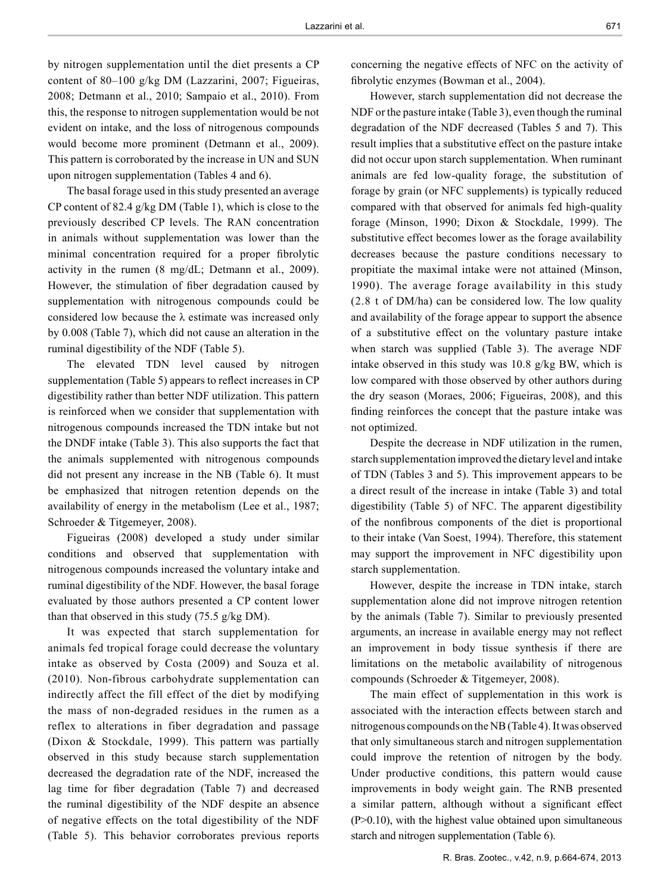by nitrogen supplementation until the diet presents a CP content of 80–100 g/kg DM (Lazzarini, 2007; Figueiras, 2008; Detmann et al., 2010; Sampaio et al., 2010). From this, the response to nitrogen supplementation would be not evident on intake, and the loss of nitrogenous compounds would become more prominent (Detmann et al., 2009). This pattern is corroborated by the increase in UN and SUN upon nitrogen supplementation (Tables 4 and 6).

The basal forage used in this study presented an average CP content of 82.4 g/kg DM (Table 1), which is close to the previously described CP levels. The RAN concentration in animals without supplementation was lower than the minimal concentration required for a proper fibrolytic activity in the rumen (8 mg/dL; Detmann et al., 2009). However, the stimulation of fiber degradation caused by supplementation with nitrogenous compounds could be considered low because the $\lambda$ estimate was increased only by 0.008 (Table 7), which did not cause an alteration in the ruminal digestibility of the NDF (Table 5).

The elevated TDN level caused by nitrogen supplementation (Table 5) appears to reflect increases in CP digestibility rather than better NDF utilization. This pattern is reinforced when we consider that supplementation with nitrogenous compounds increased the TDN intake but not the DNDF intake (Table 3). This also supports the fact that the animals supplemented with nitrogenous compounds did not present any increase in the NB (Table 6). It must be emphasized that nitrogen retention depends on the availability of energy in the metabolism (Lee et al., 1987; Schroeder & Titgemeyer, 2008).

Figueiras (2008) developed a study under similar conditions and observed that supplementation with nitrogenous compounds increased the voluntary intake and ruminal digestibility of the NDF. However, the basal forage evaluated by those authors presented a CP content lower than that observed in this study (75.5 g/kg DM).

It was expected that starch supplementation for animals fed tropical forage could decrease the voluntary intake as observed by Costa (2009) and Souza et al. (2010). Non-fibrous carbohydrate supplementation can indirectly affect the fill effect of the diet by modifying the mass of non-degraded residues in the rumen as a reflex to alterations in fiber degradation and passage (Dixon & Stockdale, 1999). This pattern was partially observed in this study because starch supplementation decreased the degradation rate of the NDF, increased the lag time for fiber degradation (Table 7) and decreased the ruminal digestibility of the NDF despite an absence of negative effects on the total digestibility of the NDF (Table 5). This behavior corroborates previous reports concerning the negative effects of NFC on the activity of fibrolytic enzymes (Bowman et al., 2004).

However, starch supplementation did not decrease the NDF or the pasture intake (Table 3), even though the ruminal degradation of the NDF decreased (Tables 5 and 7). This result implies that a substitutive effect on the pasture intake did not occur upon starch supplementation. When ruminant animals are fed low-quality forage, the substitution of forage by grain (or NFC supplements) is typically reduced compared with that observed for animals fed high-quality forage (Minson, 1990; Dixon & Stockdale, 1999). The substitutive effect becomes lower as the forage availability decreases because the pasture conditions necessary to propitiate the maximal intake were not attained (Minson, 1990). The average forage availability in this study (2.8 t of DM/ha) can be considered low. The low quality and availability of the forage appear to support the absence of a substitutive effect on the voluntary pasture intake when starch was supplied (Table 3). The average NDF intake observed in this study was 10.8 g/kg BW, which is low compared with those observed by other authors during the dry season (Moraes, 2006; Figueiras, 2008), and this finding reinforces the concept that the pasture intake was not optimized.

Despite the decrease in NDF utilization in the rumen, starch supplementation improved the dietary level and intake of TDN (Tables 3 and 5). This improvement appears to be a direct result of the increase in intake (Table 3) and total digestibility (Table 5) of NFC. The apparent digestibility of the nonfibrous components of the diet is proportional to their intake (Van Soest, 1994). Therefore, this statement may support the improvement in NFC digestibility upon starch supplementation.

However, despite the increase in TDN intake, starch supplementation alone did not improve nitrogen retention by the animals (Table 7). Similar to previously presented arguments, an increase in available energy may not reflect an improvement in body tissue synthesis if there are limitations on the metabolic availability of nitrogenous compounds (Schroeder & Titgemeyer, 2008).

The main effect of supplementation in this work is associated with the interaction effects between starch and nitrogenous compounds on the NB (Table 4). It was observed that only simultaneous starch and nitrogen supplementation could improve the retention of nitrogen by the body. Under productive conditions, this pattern would cause improvements in body weight gain. The RNB presented a similar pattern, although without a significant effect ($P>0.10$), with the highest value obtained upon simultaneous starch and nitrogen supplementation (Table 6).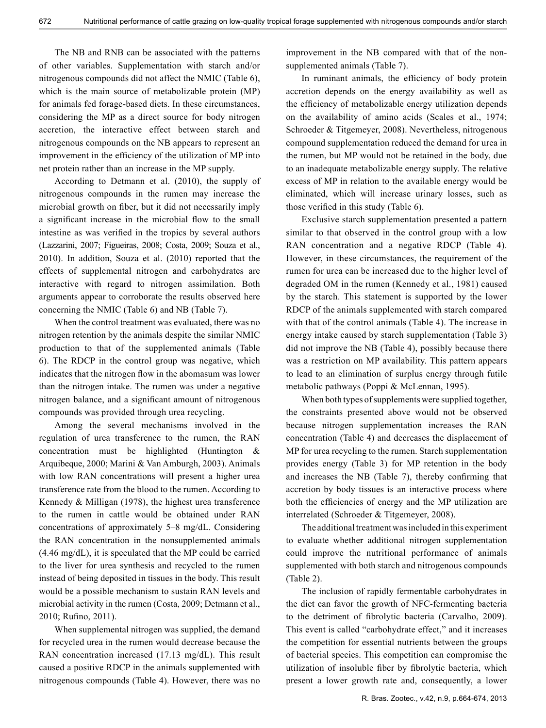The NB and RNB can be associated with the patterns of other variables. Supplementation with starch and/or nitrogenous compounds did not affect the NMIC (Table 6), which is the main source of metabolizable protein (MP) for animals fed forage-based diets. In these circumstances, considering the MP as a direct source for body nitrogen accretion, the interactive effect between starch and nitrogenous compounds on the NB appears to represent an improvement in the efficiency of the utilization of MP into net protein rather than an increase in the MP supply.

According to Detmann et al. (2010), the supply of nitrogenous compounds in the rumen may increase the microbial growth on fiber, but it did not necessarily imply a significant increase in the microbial flow to the small intestine as was verified in the tropics by several authors (Lazzarini, 2007; Figueiras, 2008; Costa, 2009; Souza et al., 2010). In addition, Souza et al. (2010) reported that the effects of supplemental nitrogen and carbohydrates are interactive with regard to nitrogen assimilation. Both arguments appear to corroborate the results observed here concerning the NMIC (Table 6) and NB (Table 7).

When the control treatment was evaluated, there was no nitrogen retention by the animals despite the similar NMIC production to that of the supplemented animals (Table 6). The RDCP in the control group was negative, which indicates that the nitrogen flow in the abomasum was lower than the nitrogen intake. The rumen was under a negative nitrogen balance, and a significant amount of nitrogenous compounds was provided through urea recycling.

Among the several mechanisms involved in the regulation of urea transference to the rumen, the RAN concentration must be highlighted (Huntington & Arquibeque, 2000; Marini & Van Amburgh, 2003). Animals with low RAN concentrations will present a higher urea transference rate from the blood to the rumen. According to Kennedy & Milligan (1978), the highest urea transference to the rumen in cattle would be obtained under RAN concentrations of approximately 5–8 mg/dL. Considering the RAN concentration in the nonsupplemented animals (4.46 mg/dL), it is speculated that the MP could be carried to the liver for urea synthesis and recycled to the rumen instead of being deposited in tissues in the body. This result would be a possible mechanism to sustain RAN levels and microbial activity in the rumen (Costa, 2009; Detmann et al., 2010; Rufino, 2011).

When supplemental nitrogen was supplied, the demand for recycled urea in the rumen would decrease because the RAN concentration increased (17.13 mg/dL). This result caused a positive RDCP in the animals supplemented with nitrogenous compounds (Table 4). However, there was no improvement in the NB compared with that of the non-supplemented animals (Table 7).

In ruminant animals, the efficiency of body protein accretion depends on the energy availability as well as the efficiency of metabolizable energy utilization depends on the availability of amino acids (Scales et al., 1974; Schroeder & Titgemeyer, 2008). Nevertheless, nitrogenous compound supplementation reduced the demand for urea in the rumen, but MP would not be retained in the body, due to an inadequate metabolizable energy supply. The relative excess of MP in relation to the available energy would be eliminated, which will increase urinary losses, such as those verified in this study (Table 6).

Exclusive starch supplementation presented a pattern similar to that observed in the control group with a low RAN concentration and a negative RDCP (Table 4). However, in these circumstances, the requirement of the rumen for urea can be increased due to the higher level of degraded OM in the rumen (Kennedy et al., 1981) caused by the starch. This statement is supported by the lower RDCP of the animals supplemented with starch compared with that of the control animals (Table 4). The increase in energy intake caused by starch supplementation (Table 3) did not improve the NB (Table 4), possibly because there was a restriction on MP availability. This pattern appears to lead to an elimination of surplus energy through futile metabolic pathways (Poppi & McLennan, 1995).

When both types of supplements were supplied together, the constraints presented above would not be observed because nitrogen supplementation increases the RAN concentration (Table 4) and decreases the displacement of MP for urea recycling to the rumen. Starch supplementation provides energy (Table 3) for MP retention in the body and increases the NB (Table 7), thereby confirming that accretion by body tissues is an interactive process where both the efficiencies of energy and the MP utilization are interrelated (Schroeder & Titgemeyer, 2008).

The additional treatment was included in this experiment to evaluate whether additional nitrogen supplementation could improve the nutritional performance of animals supplemented with both starch and nitrogenous compounds (Table 2).

The inclusion of rapidly fermentable carbohydrates in the diet can favor the growth of NFC-fermenting bacteria to the detriment of fibrolytic bacteria (Carvalho, 2009). This event is called "carbohydrate effect," and it increases the competition for essential nutrients between the groups of bacterial species. This competition can compromise the utilization of insoluble fiber by fibrolytic bacteria, which present a lower growth rate and, consequently, a lower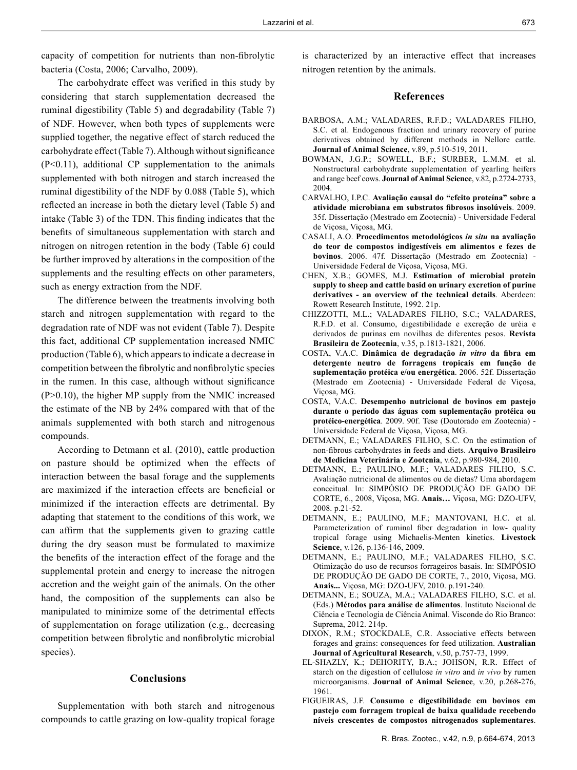capacity of competition for nutrients than non-fibrolytic bacteria (Costa, 2006; Carvalho, 2009).

The carbohydrate effect was verified in this study by considering that starch supplementation decreased the ruminal digestibility (Table 5) and degradability (Table 7) of NDF. However, when both types of supplements were supplied together, the negative effect of starch reduced the carbohydrate effect (Table 7). Although without significance ($P<0.11$), additional CP supplementation to the animals supplemented with both nitrogen and starch increased the ruminal digestibility of the NDF by 0.088 (Table 5), which reflected an increase in both the dietary level (Table 5) and intake (Table 3) of the TDN. This finding indicates that the benefits of simultaneous supplementation with starch and nitrogen on nitrogen retention in the body (Table 6) could be further improved by alterations in the composition of the supplements and the resulting effects on other parameters, such as energy extraction from the NDF.

The difference between the treatments involving both starch and nitrogen supplementation with regard to the degradation rate of NDF was not evident (Table 7). Despite this fact, additional CP supplementation increased NMIC production (Table 6), which appears to indicate a decrease in competition between the fibrolytic and nonfibrolytic species in the rumen. In this case, although without significance ($P>0.10$), the higher MP supply from the NMIC increased the estimate of the NB by 24% compared with that of the animals supplemented with both starch and nitrogenous compounds.

According to Detmann et al. (2010), cattle production on pasture should be optimized when the effects of interaction between the basal forage and the supplements are maximized if the interaction effects are beneficial or minimized if the interaction effects are detrimental. By adapting that statement to the conditions of this work, we can affirm that the supplements given to grazing cattle during the dry season must be formulated to maximize the benefits of the interaction effect of the forage and the supplemental protein and energy to increase the nitrogen accretion and the weight gain of the animals. On the other hand, the composition of the supplements can also be manipulated to minimize some of the detrimental effects of supplementation on forage utilization (e.g., decreasing competition between fibrolytic and nonfibrolytic microbial species).

## Conclusions

Supplementation with both starch and nitrogenous compounds to cattle grazing on low-quality tropical forage is characterized by an interactive effect that increases nitrogen retention by the animals.

## References

BARBOSA, A.M.; VALADARES, R.F.D.; VALADARES FILHO, S.C. et al. Endogenous fraction and urinary recovery of purine derivatives obtained by different methods in Nellore cattle. **Journal of Animal Science**, v.89, p.510-519, 2011.

BOWMAN, J.G.P.; SOWELL, B.F.; SURBER, L.M.M. et al. Nonstructural carbohydrate supplementation of yearling heifers and range beef cows. **Journal of Animal Science**, v.82, p.2724-2733, 2004.

CARVALHO, I.P.C. **Avaliação causal do "efeito proteína" sobre a atividade microbiana em substratos fibrosos insolúveis**. 2009. 35f. Dissertação (Mestrado em Zootecnia) - Universidade Federal de Viçosa, Viçosa, MG.

CASALI, A.O. **Procedimentos metodológicos *in situ* na avaliação do teor de compostos indigestíveis em alimentos e fezes de bovinos**. 2006. 47f. Dissertação (Mestrado em Zootecnia) - Universidade Federal de Viçosa, Viçosa, MG.

CHEN, X.B.; GOMES, M.J. **Estimation of microbial protein supply to sheep and cattle basid on urinary excretion of purine derivatives - an overview of the technical details**. Aberdeen: Rowett Research Institute, 1992. 21p.

CHIZZOTTI, M.L.; VALADARES FILHO, S.C.; VALADARES, R.F.D. et al. Consumo, digestibilidade e excreção de uréia e derivados de purinas em novilhas de diferentes pesos. **Revista Brasileira de Zootecnia**, v.35, p.1813-1821, 2006.

COSTA, V.A.C. **Dinâmica de degradação *in vitro* da fibra em detergente neutro de forragens tropicais em função de suplementação protéica e/ou energética**. 2006. 52f. Dissertação (Mestrado em Zootecnia) - Universidade Federal de Viçosa, Viçosa, MG.

COSTA, V.A.C. **Desempenho nutricional de bovinos em pastejo durante o período das águas com suplementação protéica ou protéico-energética**. 2009. 90f. Tese (Doutorado em Zootecnia) - Universidade Federal de Viçosa, Viçosa, MG.

DETMANN, E.; VALADARES FILHO, S.C. On the estimation of non-fibrous carbohydrates in feeds and diets. **Arquivo Brasileiro de Medicina Veterinária e Zootcnia**, v.62, p.980-984, 2010.

DETMANN, E.; PAULINO, M.F.; VALADARES FILHO, S.C. Avaliação nutricional de alimentos ou de dietas? Uma abordagem conceitual. In: SIMPÓSIO DE PRODUÇÃO DE GADO DE CORTE, 6., 2008, Viçosa, MG. **Anais…** Viçosa, MG: DZO-UFV, 2008. p.21-52.

DETMANN, E.; PAULINO, M.F.; MANTOVANI, H.C. et al. Parameterization of ruminal fiber degradation in low- quality tropical forage using Michaelis-Menten kinetics. **Livestock Science**, v.126, p.136-146, 2009.

DETMANN, E.; PAULINO, M.F.; VALADARES FILHO, S.C. Otimização do uso de recursos forrageiros basais. In: SIMPÓSIO DE PRODUÇÃO DE GADO DE CORTE, 7., 2010, Viçosa, MG. **Anais...** Viçosa, MG: DZO-UFV, 2010. p.191-240.

DETMANN, E.; SOUZA, M.A.; VALADARES FILHO, S.C. et al. (Eds.) **Métodos para análise de alimentos**. Instituto Nacional de Ciência e Tecnologia de Ciência Animal. Visconde do Rio Branco: Suprema, 2012. 214p.

DIXON, R.M.; STOCKDALE, C.R. Associative effects between forages and grains: consequences for feed utilization. **Australian Journal of Agricultural Research**, v.50, p.757-73, 1999.

EL-SHAZLY, K.; DEHORITY, B.A.; JOHSON, R.R. Effect of starch on the digestion of cellulose *in vitro* and *in vivo* by rumen microorganisms. **Journal of Animal Science**, v.20, p.268-276, 1961.

FIGUEIRAS, J.F. **Consumo e digestibilidade em bovinos em pastejo com forragem tropical de baixa qualidade recebendo níveis crescentes de compostos nitrogenados suplementares**.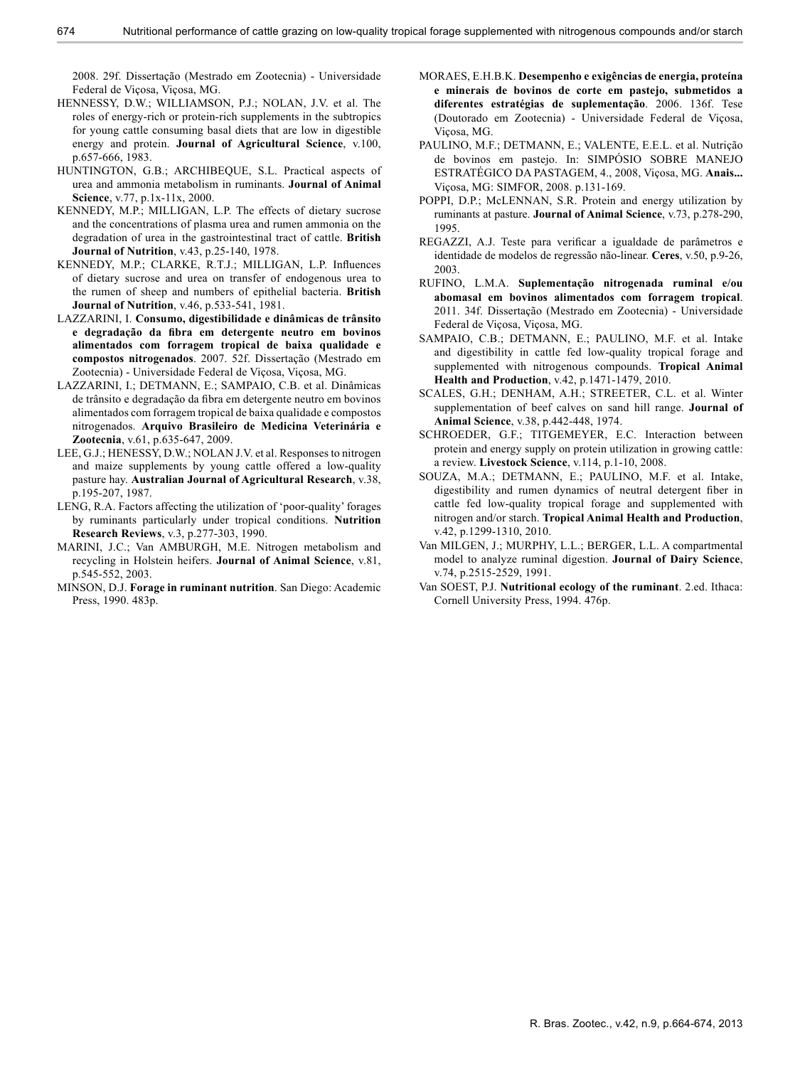2008. 29f. Dissertação (Mestrado em Zootecnia) - Universidade Federal de Viçosa, Viçosa, MG.

HENNESSY, D.W.; WILLIAMSON, P.J.; NOLAN, J.V. et al. The roles of energy-rich or protein-rich supplements in the subtropics for young cattle consuming basal diets that are low in digestible energy and protein. **Journal of Agricultural Science**, v.100, p.657-666, 1983.

HUNTINGTON, G.B.; ARCHIBEQUE, S.L. Practical aspects of urea and ammonia metabolism in ruminants. **Journal of Animal Science**, v.77, p.1x-11x, 2000.

KENNEDY, M.P.; MILLIGAN, L.P. The effects of dietary sucrose and the concentrations of plasma urea and rumen ammonia on the degradation of urea in the gastrointestinal tract of cattle. **British Journal of Nutrition**, v.43, p.25-140, 1978.

KENNEDY, M.P.; CLARKE, R.T.J.; MILLIGAN, L.P. Influences of dietary sucrose and urea on transfer of endogenous urea to the rumen of sheep and numbers of epithelial bacteria. **British Journal of Nutrition**, v.46, p.533-541, 1981.

LAZZARINI, I. **Consumo, digestibilidade e dinâmicas de trânsito e degradação da fibra em detergente neutro em bovinos alimentados com forragem tropical de baixa qualidade e compostos nitrogenados**. 2007. 52f. Dissertação (Mestrado em Zootecnia) - Universidade Federal de Viçosa, Viçosa, MG.

LAZZARINI, I.; DETMANN, E.; SAMPAIO, C.B. et al. Dinâmicas de trânsito e degradação da fibra em detergente neutro em bovinos alimentados com forragem tropical de baixa qualidade e compostos nitrogenados. **Arquivo Brasileiro de Medicina Veterinária e Zootecnia**, v.61, p.635-647, 2009.

LEE, G.J.; HENESSY, D.W.; NOLAN J.V. et al. Responses to nitrogen and maize supplements by young cattle offered a low-quality pasture hay. **Australian Journal of Agricultural Research**, v.38, p.195-207, 1987.

LENG, R.A. Factors affecting the utilization of 'poor-quality' forages by ruminants particularly under tropical conditions. **Nutrition Research Reviews**, v.3, p.277-303, 1990.

MARINI, J.C.; Van AMBURGH, M.E. Nitrogen metabolism and recycling in Holstein heifers. **Journal of Animal Science**, v.81, p.545-552, 2003.

MINSON, D.J. **Forage in ruminant nutrition**. San Diego: Academic Press, 1990. 483p.

MORAES, E.H.B.K. **Desempenho e exigências de energia, proteína e minerais de bovinos de corte em pastejo, submetidos a diferentes estratégias de suplementação**. 2006. 136f. Tese (Doutorado em Zootecnia) - Universidade Federal de Viçosa, Viçosa, MG.

PAULINO, M.F.; DETMANN, E.; VALENTE, E.E.L. et al. Nutrição de bovinos em pastejo. In: SIMPÓSIO SOBRE MANEJO ESTRATÉGICO DA PASTAGEM, 4., 2008, Viçosa, MG. **Anais...** Viçosa, MG: SIMFOR, 2008. p.131-169.

POPPI, D.P.; McLENNAN, S.R. Protein and energy utilization by ruminants at pasture. **Journal of Animal Science**, v.73, p.278-290, 1995.

REGAZZI, A.J. Teste para verificar a igualdade de parâmetros e identidade de modelos de regressão não-linear. **Ceres**, v.50, p.9-26, 2003.

RUFINO, L.M.A. **Suplementação nitrogenada ruminal e/ou abomasal em bovinos alimentados com forragem tropical**. 2011. 34f. Dissertação (Mestrado em Zootecnia) - Universidade Federal de Viçosa, Viçosa, MG.

SAMPAIO, C.B.; DETMANN, E.; PAULINO, M.F. et al. Intake and digestibility in cattle fed low-quality tropical forage and supplemented with nitrogenous compounds. **Tropical Animal Health and Production**, v.42, p.1471-1479, 2010.

SCALES, G.H.; DENHAM, A.H.; STREETER, C.L. et al. Winter supplementation of beef calves on sand hill range. **Journal of Animal Science**, v.38, p.442-448, 1974.

SCHROEDER, G.F.; TITGEMEYER, E.C. Interaction between protein and energy supply on protein utilization in growing cattle: a review. **Livestock Science**, v.114, p.1-10, 2008.

SOUZA, M.A.; DETMANN, E.; PAULINO, M.F. et al. Intake, digestibility and rumen dynamics of neutral detergent fiber in cattle fed low-quality tropical forage and supplemented with nitrogen and/or starch. **Tropical Animal Health and Production**, v.42, p.1299-1310, 2010.

Van MILGEN, J.; MURPHY, L.L.; BERGER, L.L. A compartmental model to analyze ruminal digestion. **Journal of Dairy Science**, v.74, p.2515-2529, 1991.

Van SOEST, P.J. **Nutritional ecology of the ruminant**. 2.ed. Ithaca: Cornell University Press, 1994. 476p.